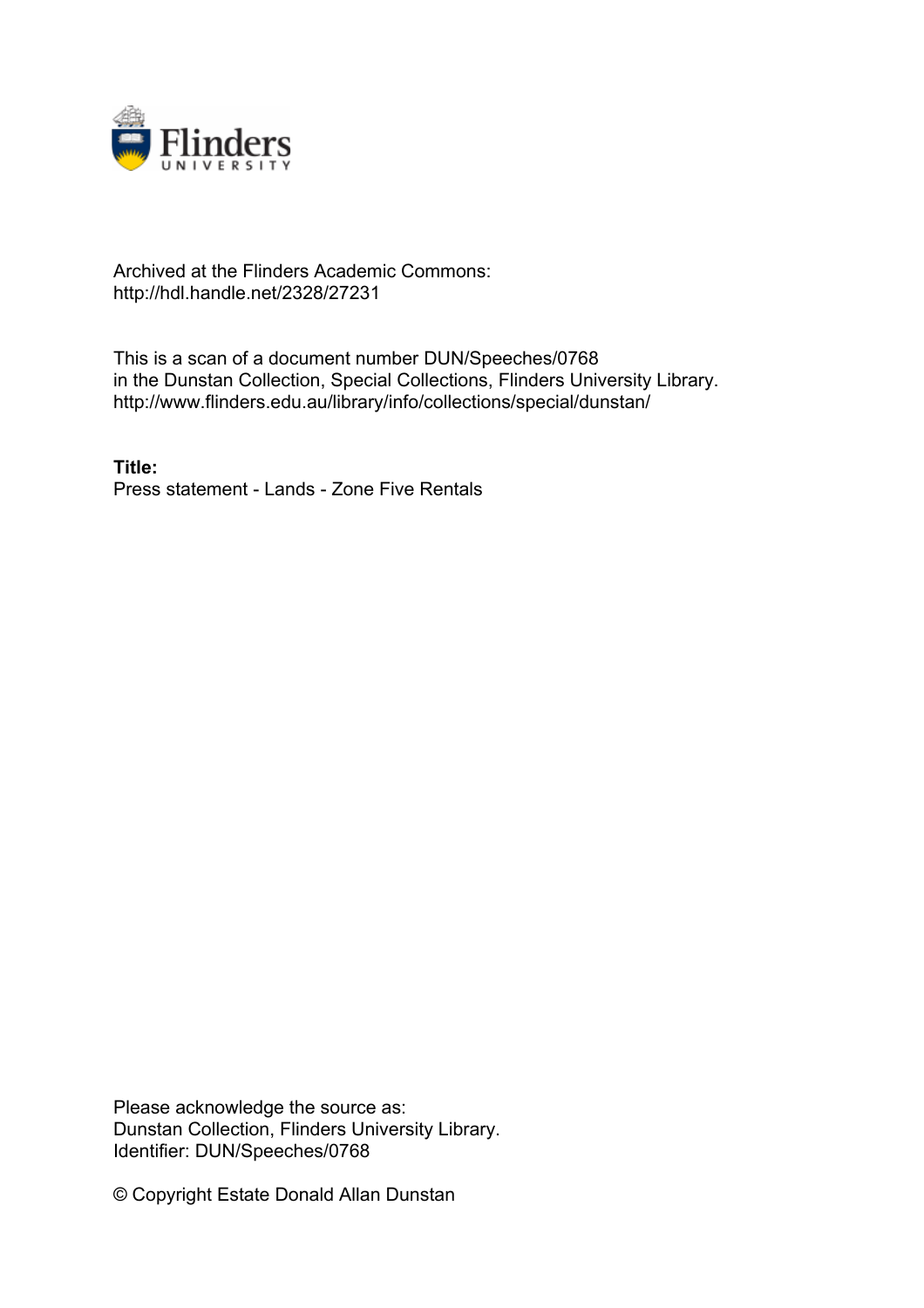Archived at the Flinders Academic Commons:
http://hdl.handle.net/2328/27231

This is a scan of a document number DUN/Speeches/0768
in the Dunstan Collection, Special Collections, Flinders University Library.
http://www.flinders.edu.au/library/info/collections/special/dunstan/

**Title:**
Press statement - Lands - Zone Five Rentals

Please acknowledge the source as:
Dunstan Collection, Flinders University Library.
Identifier: DUN/Speeches/0768

© Copyright Estate Donald Allan Dunstan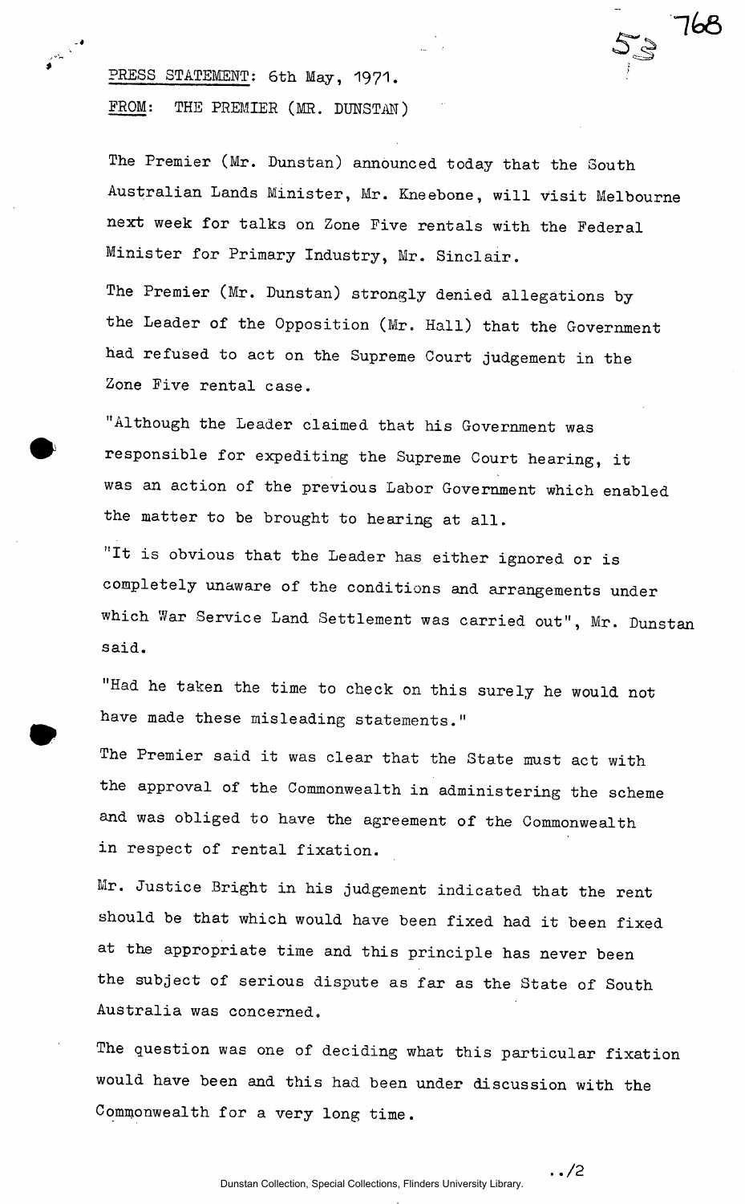PRESS STATEMENT: 6th May, 1971.

FROM: THE PREMIER (MR. DUNSTAN)

The Premier (Mr. Dunstan) announced today that the South Australian Lands Minister, Mr. Kneebone, will visit Melbourne next week for talks on Zone Five rentals with the Federal Minister for Primary Industry, Mr. Sinclair.

The Premier (Mr. Dunstan) strongly denied allegations by the Leader of the Opposition (Mr. Hall) that the Government had refused to act on the Supreme Court judgement in the Zone Five rental case.

"Although the Leader claimed that his Government was responsible for expediting the Supreme Court hearing, it was an action of the previous Labor Government which enabled the matter to be brought to hearing at all.

"It is obvious that the Leader has either ignored or is completely unaware of the conditions and arrangements under which War Service Land Settlement was carried out", Mr. Dunstan said.

"Had he taken the time to check on this surely he would not have made these misleading statements."

The Premier said it was clear that the State must act with the approval of the Commonwealth in administering the scheme and was obliged to have the agreement of the Commonwealth in respect of rental fixation.

Mr. Justice Bright in his judgement indicated that the rent should be that which would have been fixed had it been fixed at the appropriate time and this principle has never been the subject of serious dispute as far as the State of South Australia was concerned.

The question was one of deciding what this particular fixation would have been and this had been under discussion with the Commonwealth for a very long time.

../2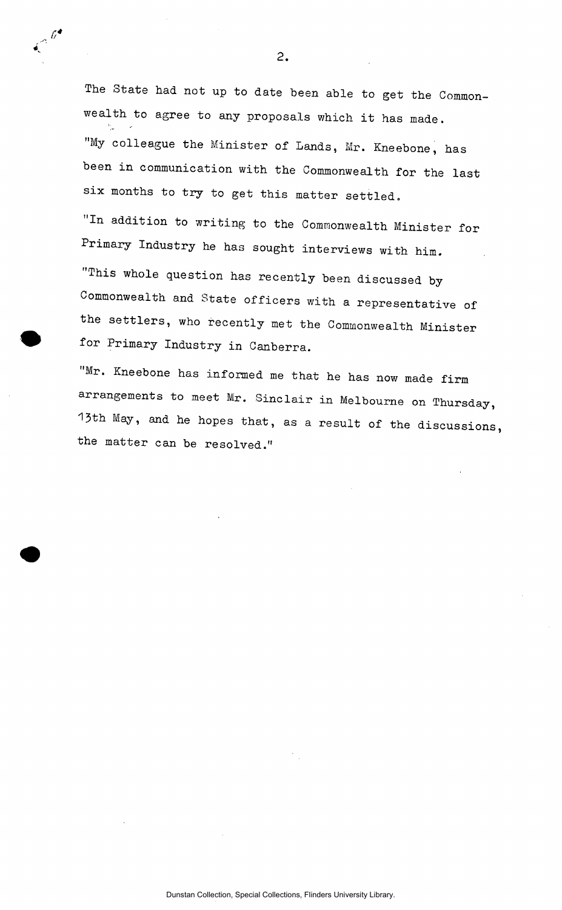The State had not up to date been able to get the Commonwealth to agree to any proposals which it has made.

"My colleague the Minister of Lands, Mr. Kneebone, has been in communication with the Commonwealth for the last six months to try to get this matter settled.

"In addition to writing to the Commonwealth Minister for Primary Industry he has sought interviews with him.

"This whole question has recently been discussed by Commonwealth and State officers with a representative of the settlers, who recently met the Commonwealth Minister for Primary Industry in Canberra.

"Mr. Kneebone has informed me that he has now made firm arrangements to meet Mr. Sinclair in Melbourne on Thursday, 13th May, and he hopes that, as a result of the discussions, the matter can be resolved."

Dunstan Collection, Special Collections, Flinders University Library.